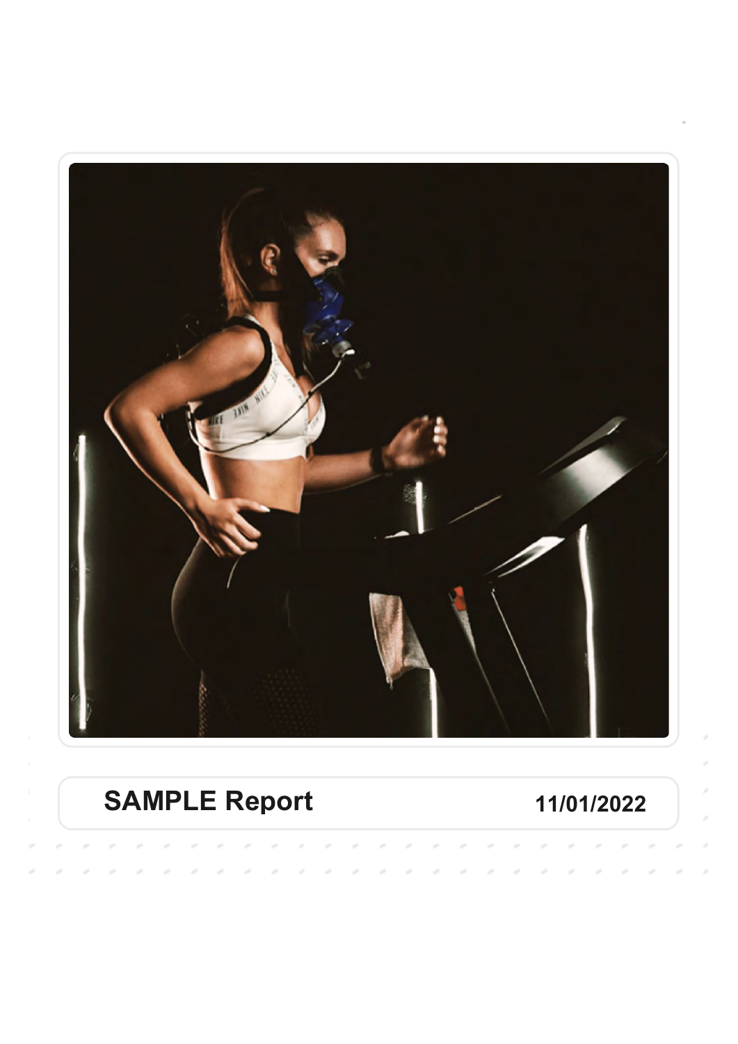SAMPLE Report

11/01/2022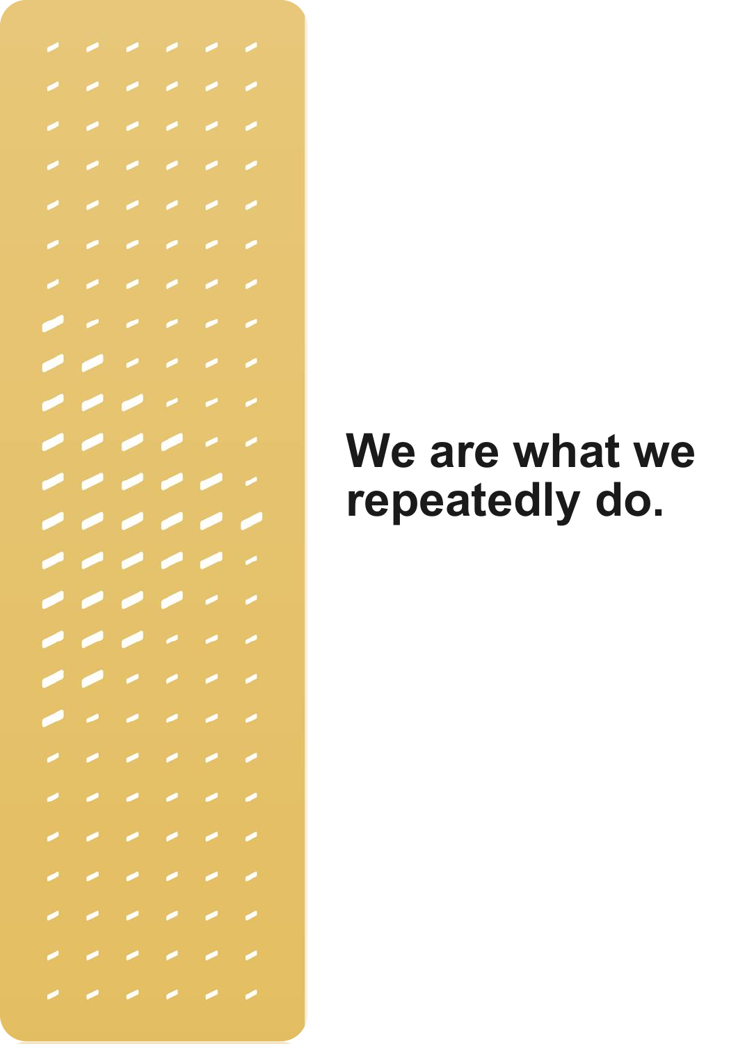**We are what we repeatedly do.**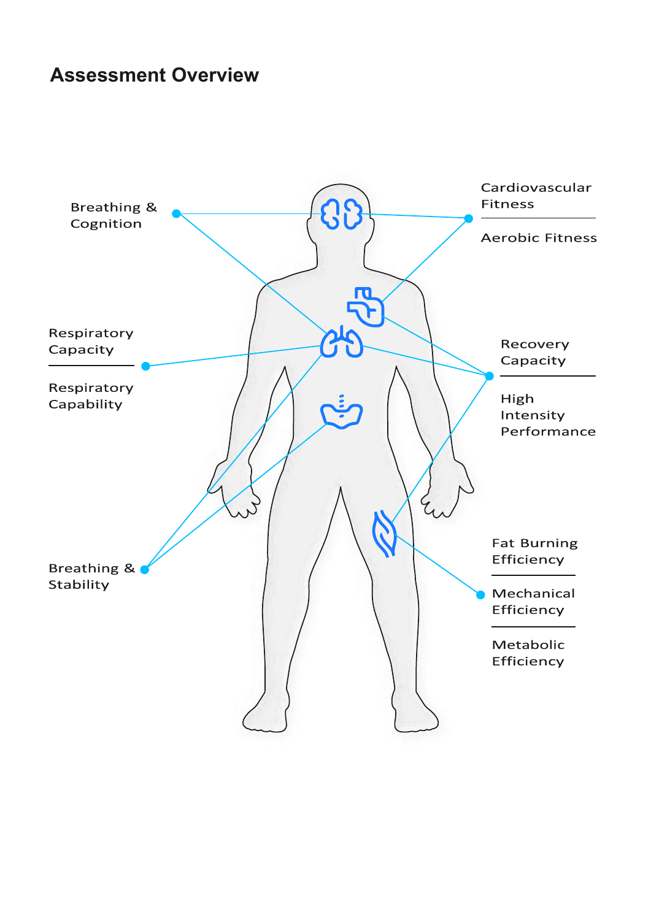## Assessment Overview

Breathing & Cognition

Cardiovascular Fitness

Aerobic Fitness

Respiratory Capacity

Respiratory Capability

Recovery Capacity

High Intensity Performance

Breathing & Stability

Fat Burning Efficiency

Mechanical Efficiency

Metabolic Efficiency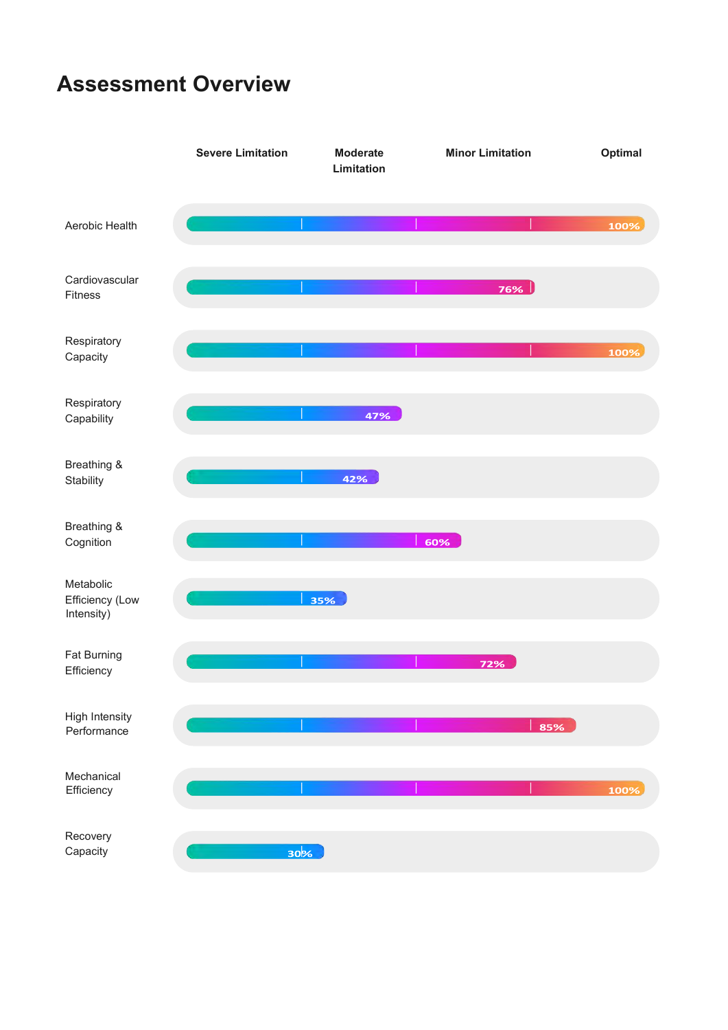# Assessment Overview

| | Severe Limitation | Moderate Limitation | Minor Limitation | Optimal |
|---|---|---|---|---|
| Aerobic Health | | | | 100% |
| Cardiovascular Fitness | | | 76% | |
| Respiratory Capacity | | | | 100% |
| Respiratory Capability | | 47% | | |
| Breathing & Stability | | 42% | | |
| Breathing & Cognition | | | 60% | |
| Metabolic Efficiency (Low Intensity) | | 35% | | |
| Fat Burning Efficiency | | | 72% | |
| High Intensity Performance | | | | 85% |
| Mechanical Efficiency | | | | 100% |
| Recovery Capacity | 30% | | | |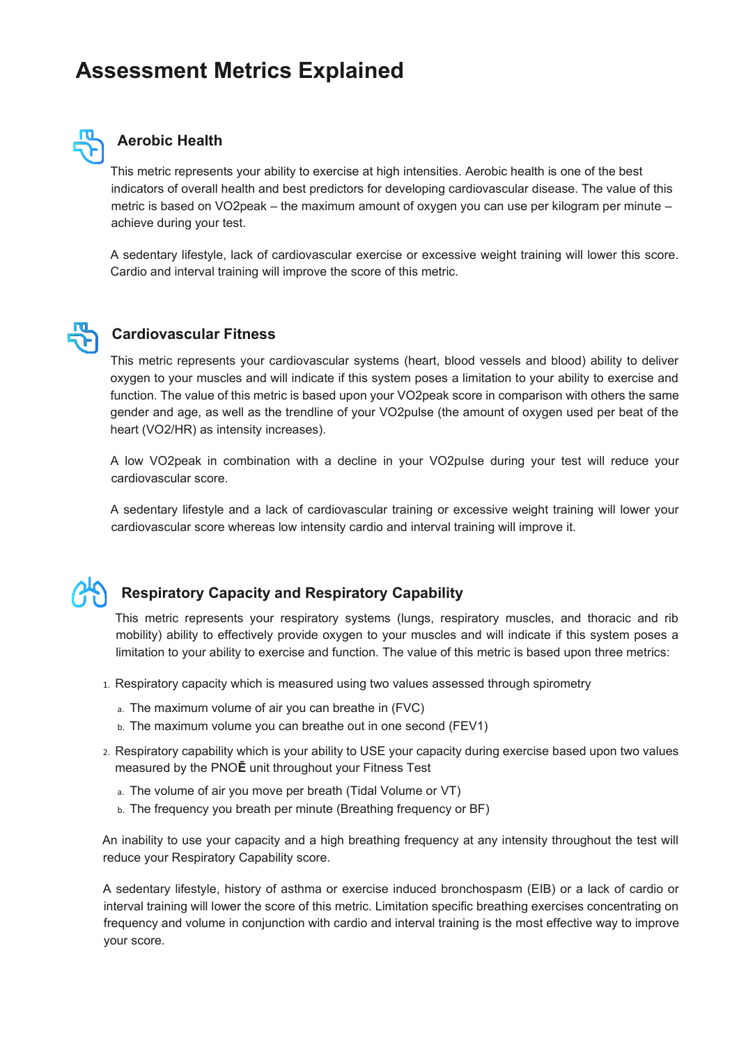# Assessment Metrics Explained

## Aerobic Health

This metric represents your ability to exercise at high intensities. Aerobic health is one of the best indicators of overall health and best predictors for developing cardiovascular disease. The value of this metric is based on VO2peak – the maximum amount of oxygen you can use per kilogram per minute – achieve during your test.

A sedentary lifestyle, lack of cardiovascular exercise or excessive weight training will lower this score. Cardio and interval training will improve the score of this metric.

## Cardiovascular Fitness

This metric represents your cardiovascular systems (heart, blood vessels and blood) ability to deliver oxygen to your muscles and will indicate if this system poses a limitation to your ability to exercise and function. The value of this metric is based upon your VO2peak score in comparison with others the same gender and age, as well as the trendline of your VO2pulse (the amount of oxygen used per beat of the heart (VO2/HR) as intensity increases).

A low VO2peak in combination with a decline in your VO2pulse during your test will reduce your cardiovascular score.

A sedentary lifestyle and a lack of cardiovascular training or excessive weight training will lower your cardiovascular score whereas low intensity cardio and interval training will improve it.

## Respiratory Capacity and Respiratory Capability

This metric represents your respiratory systems (lungs, respiratory muscles, and thoracic and rib mobility) ability to effectively provide oxygen to your muscles and will indicate if this system poses a limitation to your ability to exercise and function. The value of this metric is based upon three metrics:

1. Respiratory capacity which is measured using two values assessed through spirometry
   a. The maximum volume of air you can breathe in (FVC)
   b. The maximum volume you can breathe out in one second (FEV1)
2. Respiratory capability which is your ability to USE your capacity during exercise based upon two values measured by the PNOĒ unit throughout your Fitness Test
   a. The volume of air you move per breath (Tidal Volume or VT)
   b. The frequency you breath per minute (Breathing frequency or BF)

An inability to use your capacity and a high breathing frequency at any intensity throughout the test will reduce your Respiratory Capability score.

A sedentary lifestyle, history of asthma or exercise induced bronchospasm (EIB) or a lack of cardio or interval training will lower the score of this metric. Limitation specific breathing exercises concentrating on frequency and volume in conjunction with cardio and interval training is the most effective way to improve your score.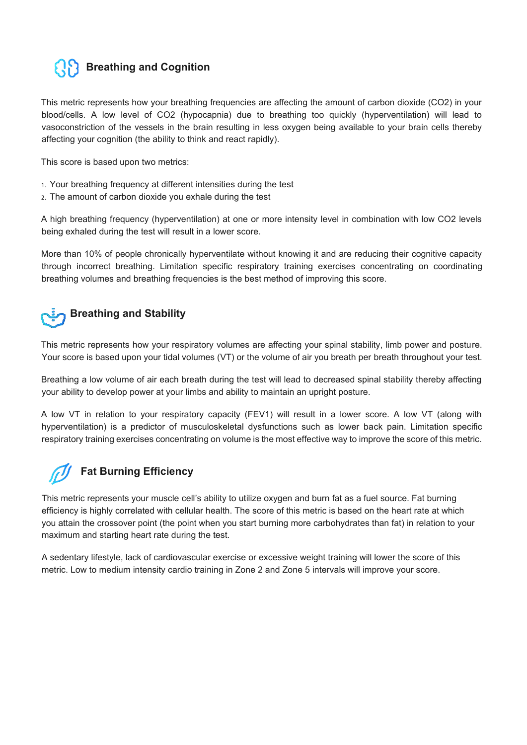## Breathing and Cognition

This metric represents how your breathing frequencies are affecting the amount of carbon dioxide ($CO_2$) in your blood/cells. A low level of $CO_2$ (hypocapnia) due to breathing too quickly (hyperventilation) will lead to vasoconstriction of the vessels in the brain resulting in less oxygen being available to your brain cells thereby affecting your cognition (the ability to think and react rapidly).

This score is based upon two metrics:

1. Your breathing frequency at different intensities during the test
2. The amount of carbon dioxide you exhale during the test

A high breathing frequency (hyperventilation) at one or more intensity level in combination with low $CO_2$ levels being exhaled during the test will result in a lower score.

More than 10% of people chronically hyperventilate without knowing it and are reducing their cognitive capacity through incorrect breathing. Limitation specific respiratory training exercises concentrating on coordinating breathing volumes and breathing frequencies is the best method of improving this score.

## Breathing and Stability

This metric represents how your respiratory volumes are affecting your spinal stability, limb power and posture. Your score is based upon your tidal volumes (VT) or the volume of air you breath per breath throughout your test.

Breathing a low volume of air each breath during the test will lead to decreased spinal stability thereby affecting your ability to develop power at your limbs and ability to maintain an upright posture.

A low VT in relation to your respiratory capacity (FEV1) will result in a lower score. A low VT (along with hyperventilation) is a predictor of musculoskeletal dysfunctions such as lower back pain. Limitation specific respiratory training exercises concentrating on volume is the most effective way to improve the score of this metric.

## Fat Burning Efficiency

This metric represents your muscle cell's ability to utilize oxygen and burn fat as a fuel source. Fat burning efficiency is highly correlated with cellular health. The score of this metric is based on the heart rate at which you attain the crossover point (the point when you start burning more carbohydrates than fat) in relation to your maximum and starting heart rate during the test.

A sedentary lifestyle, lack of cardiovascular exercise or excessive weight training will lower the score of this metric. Low to medium intensity cardio training in Zone 2 and Zone 5 intervals will improve your score.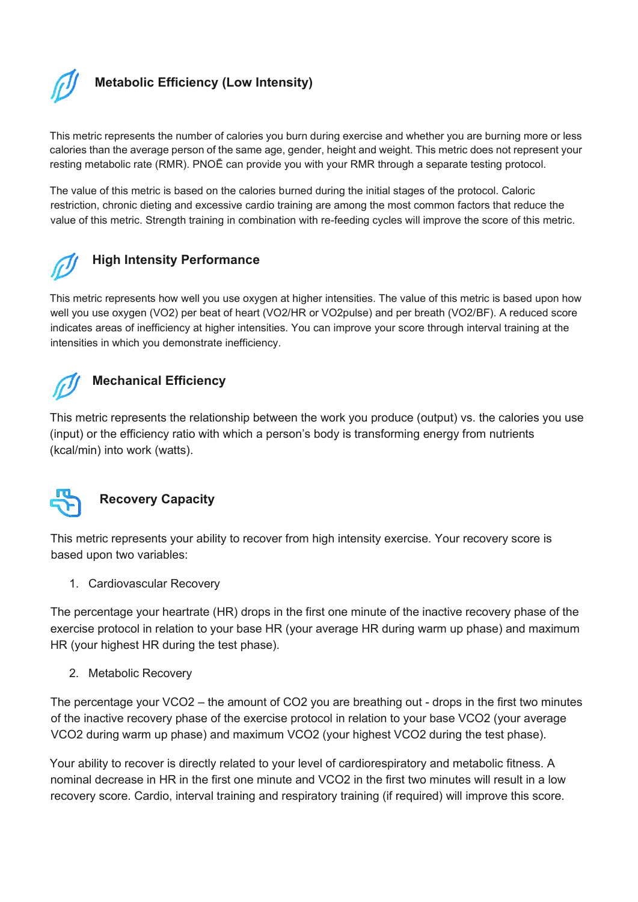## Metabolic Efficiency (Low Intensity)

This metric represents the number of calories you burn during exercise and whether you are burning more or less calories than the average person of the same age, gender, height and weight. This metric does not represent your resting metabolic rate (RMR). PNOĒ can provide you with your RMR through a separate testing protocol.

The value of this metric is based on the calories burned during the initial stages of the protocol. Caloric restriction, chronic dieting and excessive cardio training are among the most common factors that reduce the value of this metric. Strength training in combination with re-feeding cycles will improve the score of this metric.

## High Intensity Performance

This metric represents how well you use oxygen at higher intensities. The value of this metric is based upon how well you use oxygen (VO2) per beat of heart (VO2/HR or VO2pulse) and per breath (VO2/BF). A reduced score indicates areas of inefficiency at higher intensities. You can improve your score through interval training at the intensities in which you demonstrate inefficiency.

## Mechanical Efficiency

This metric represents the relationship between the work you produce (output) vs. the calories you use (input) or the efficiency ratio with which a person's body is transforming energy from nutrients (kcal/min) into work (watts).

## Recovery Capacity

This metric represents your ability to recover from high intensity exercise. Your recovery score is based upon two variables:

1. Cardiovascular Recovery

The percentage your heartrate (HR) drops in the first one minute of the inactive recovery phase of the exercise protocol in relation to your base HR (your average HR during warm up phase) and maximum HR (your highest HR during the test phase).

2. Metabolic Recovery

The percentage your VCO2 – the amount of CO2 you are breathing out - drops in the first two minutes of the inactive recovery phase of the exercise protocol in relation to your base VCO2 (your average VCO2 during warm up phase) and maximum VCO2 (your highest VCO2 during the test phase).

Your ability to recover is directly related to your level of cardiorespiratory and metabolic fitness. A nominal decrease in HR in the first one minute and VCO2 in the first two minutes will result in a low recovery score. Cardio, interval training and respiratory training (if required) will improve this score.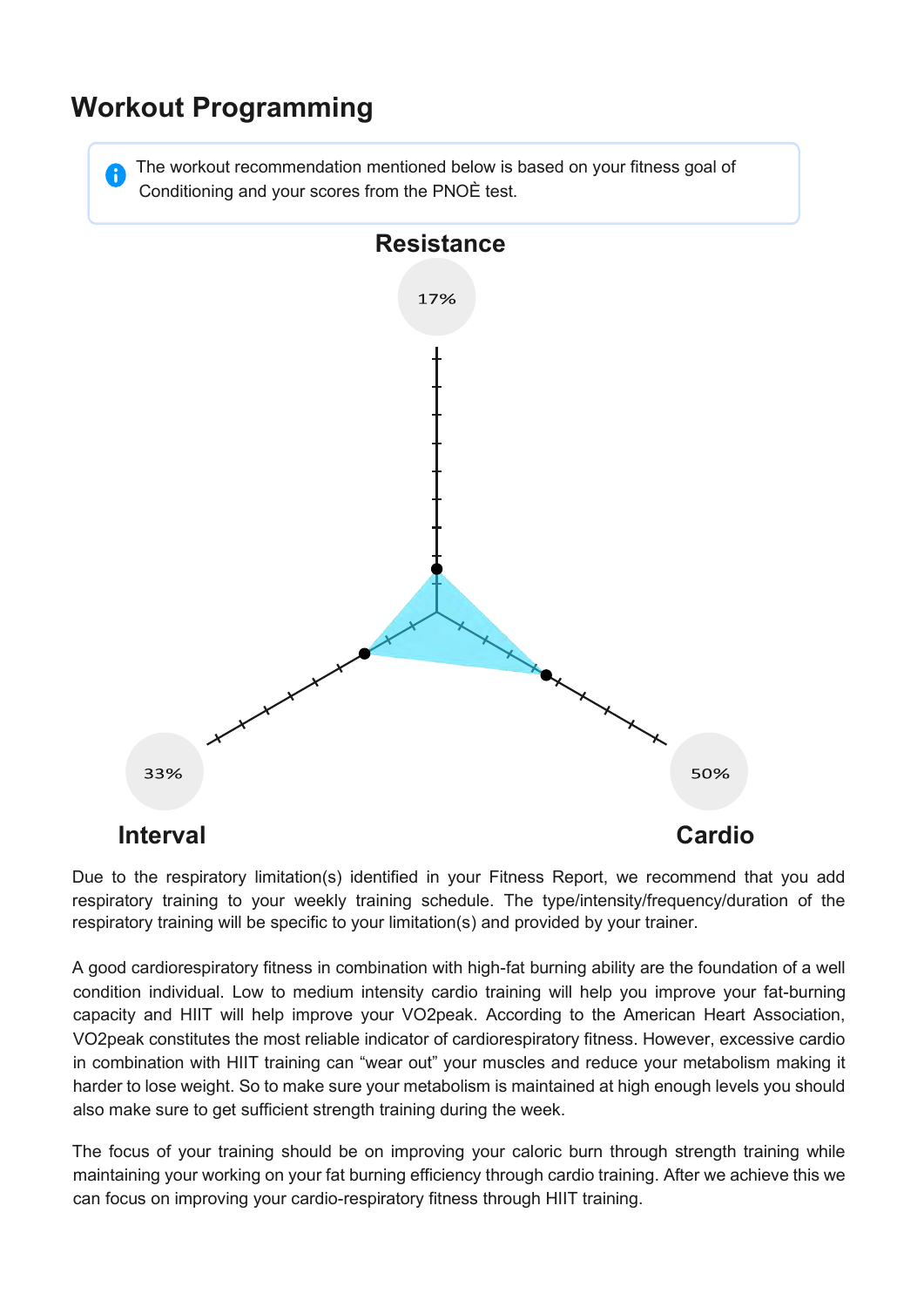## Workout Programming

> The workout recommendation mentioned below is based on your fitness goal of Conditioning and your scores from the PNOĖ test.

**Resistance** 17%

**Interval** 33%

**Cardio** 50%

Due to the respiratory limitation(s) identified in your Fitness Report, we recommend that you add respiratory training to your weekly training schedule. The type/intensity/frequency/duration of the respiratory training will be specific to your limitation(s) and provided by your trainer.

A good cardiorespiratory fitness in combination with high-fat burning ability are the foundation of a well condition individual. Low to medium intensity cardio training will help you improve your fat-burning capacity and HIIT will help improve your VO2peak. According to the American Heart Association, VO2peak constitutes the most reliable indicator of cardiorespiratory fitness. However, excessive cardio in combination with HIIT training can “wear out” your muscles and reduce your metabolism making it harder to lose weight. So to make sure your metabolism is maintained at high enough levels you should also make sure to get sufficient strength training during the week.

The focus of your training should be on improving your caloric burn through strength training while maintaining your working on your fat burning efficiency through cardio training. After we achieve this we can focus on improving your cardio-respiratory fitness through HIIT training.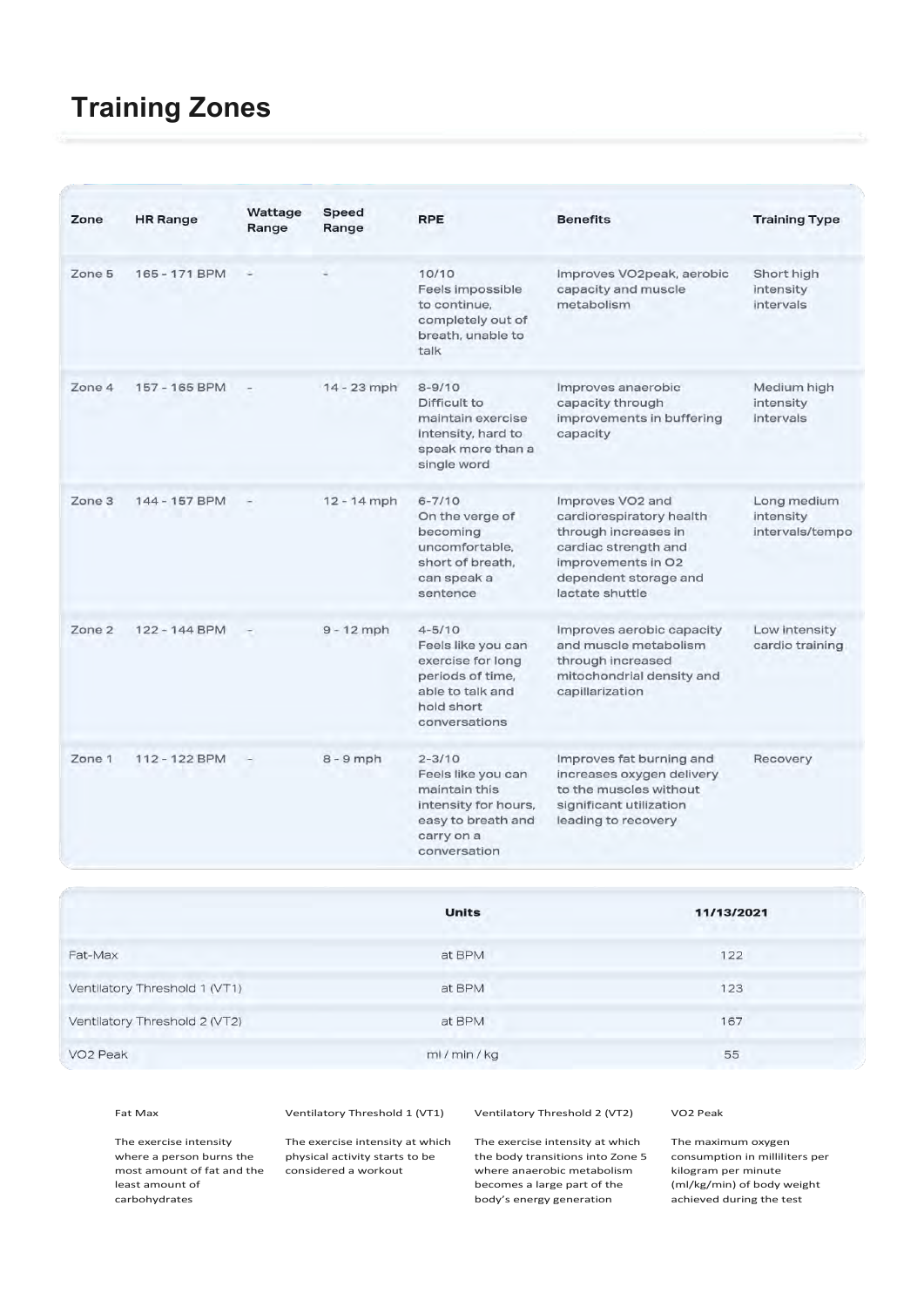# Training Zones

| Zone | HR Range | Wattage Range | Speed Range | RPE | Benefits | Training Type |
|---|---|---|---|---|---|---|
| Zone 5 | 165 - 171 BPM | - | - | 10/10 Feels impossible to continue, completely out of breath, unable to talk | Improves VO2peak, aerobic capacity and muscle metabolism | Short high intensity intervals |
| Zone 4 | 157 - 165 BPM | - | 14 - 23 mph | 8-9/10 Difficult to maintain exercise intensity, hard to speak more than a single word | Improves anaerobic capacity through improvements in buffering capacity | Medium high intensity intervals |
| Zone 3 | 144 - 157 BPM | - | 12 - 14 mph | 6-7/10 On the verge of becoming uncomfortable, short of breath, can speak a sentence | Improves VO2 and cardiorespiratory health through increases in cardiac strength and improvements in O2 dependent storage and lactate shuttle | Long medium intensity intervals/tempo |
| Zone 2 | 122 - 144 BPM | - | 9 - 12 mph | 4-5/10 Feels like you can exercise for long periods of time, able to talk and hold short conversations | Improves aerobic capacity and muscle metabolism through increased mitochondrial density and capillarization | Low intensity cardio training |
| Zone 1 | 112 - 122 BPM | - | 8 - 9 mph | 2-3/10 Feels like you can maintain this intensity for hours, easy to breath and carry on a conversation | Improves fat burning and increases oxygen delivery to the muscles without significant utilization leading to recovery | Recovery |

| | Units | 11/13/2021 |
|---|---|---|
| Fat-Max | at BPM | 122 |
| Ventilatory Threshold 1 (VT1) | at BPM | 123 |
| Ventilatory Threshold 2 (VT2) | at BPM | 167 |
| VO2 Peak | ml / min / kg | 55 |

**Fat Max**

The exercise intensity where a person burns the most amount of fat and the least amount of carbohydrates

**Ventilatory Threshold 1 (VT1)**

The exercise intensity at which physical activity starts to be considered a workout

**Ventilatory Threshold 2 (VT2)**

The exercise intensity at which the body transitions into Zone 5 where anaerobic metabolism becomes a large part of the body's energy generation

**VO2 Peak**

The maximum oxygen consumption in milliliters per kilogram per minute (ml/kg/min) of body weight achieved during the test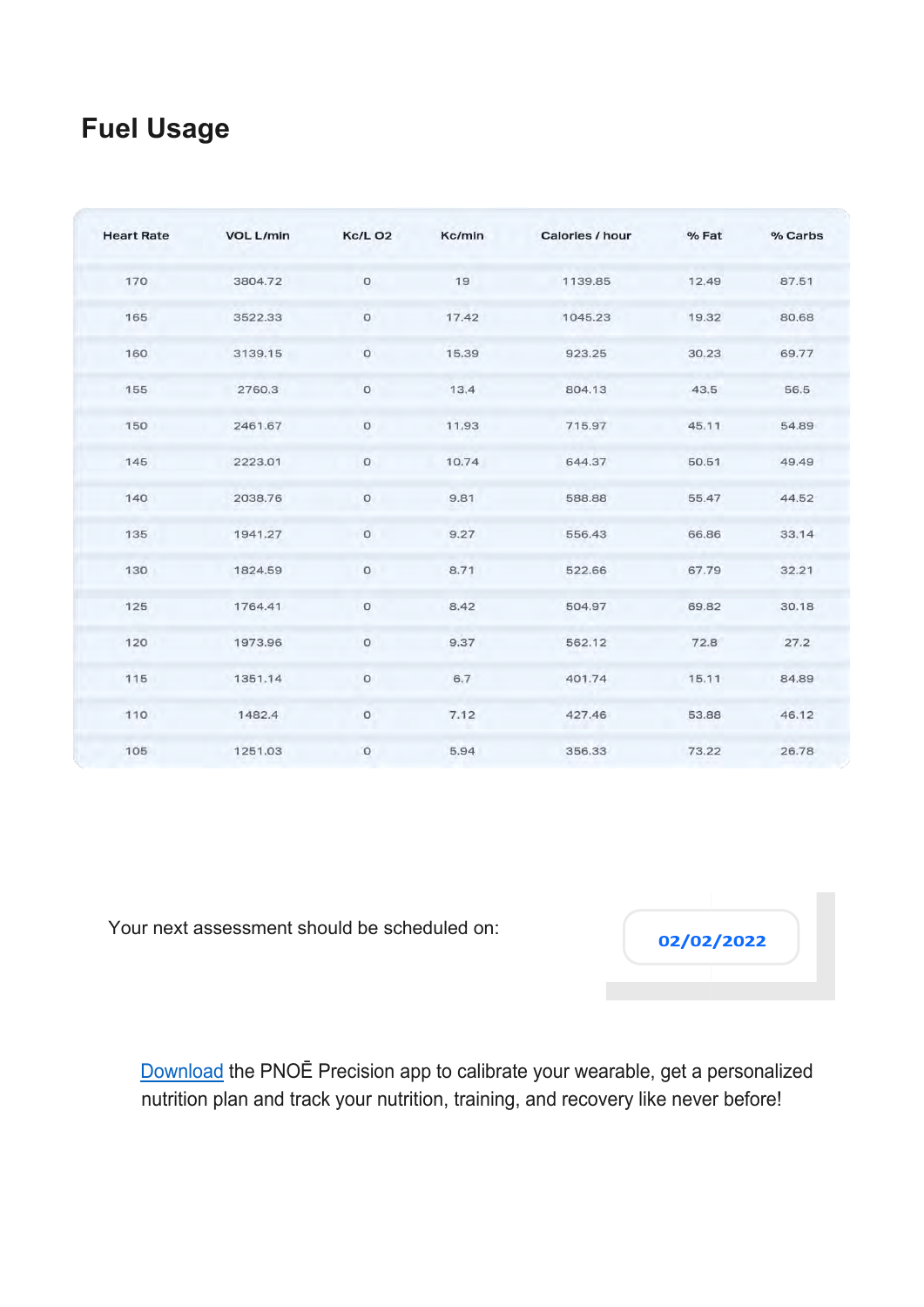## Fuel Usage

| Heart Rate | VOL L/min | Kc/L O2 | Kc/min | Calories / hour | % Fat | % Carbs |
|---|---|---|---|---|---|---|
| 170 | 3804.72 | 0 | 19 | 1139.85 | 12.49 | 87.51 |
| 165 | 3522.33 | 0 | 17.42 | 1045.23 | 19.32 | 80.68 |
| 160 | 3139.15 | 0 | 15.39 | 923.25 | 30.23 | 69.77 |
| 155 | 2760.3 | 0 | 13.4 | 804.13 | 43.5 | 56.5 |
| 150 | 2461.67 | 0 | 11.93 | 715.97 | 45.11 | 54.89 |
| 145 | 2223.01 | 0 | 10.74 | 644.37 | 50.51 | 49.49 |
| 140 | 2038.76 | 0 | 9.81 | 588.88 | 55.47 | 44.52 |
| 135 | 1941.27 | 0 | 9.27 | 556.43 | 66.86 | 33.14 |
| 130 | 1824.59 | 0 | 8.71 | 522.66 | 67.79 | 32.21 |
| 125 | 1764.41 | 0 | 8.42 | 504.97 | 69.82 | 30.18 |
| 120 | 1973.96 | 0 | 9.37 | 562.12 | 72.8 | 27.2 |
| 115 | 1351.14 | 0 | 6.7 | 401.74 | 15.11 | 84.89 |
| 110 | 1482.4 | 0 | 7.12 | 427.46 | 53.88 | 46.12 |
| 105 | 1251.03 | 0 | 5.94 | 356.33 | 73.22 | 26.78 |

Your next assessment should be scheduled on: **02/02/2022**

Download the PNOĒ Precision app to calibrate your wearable, get a personalized nutrition plan and track your nutrition, training, and recovery like never before!